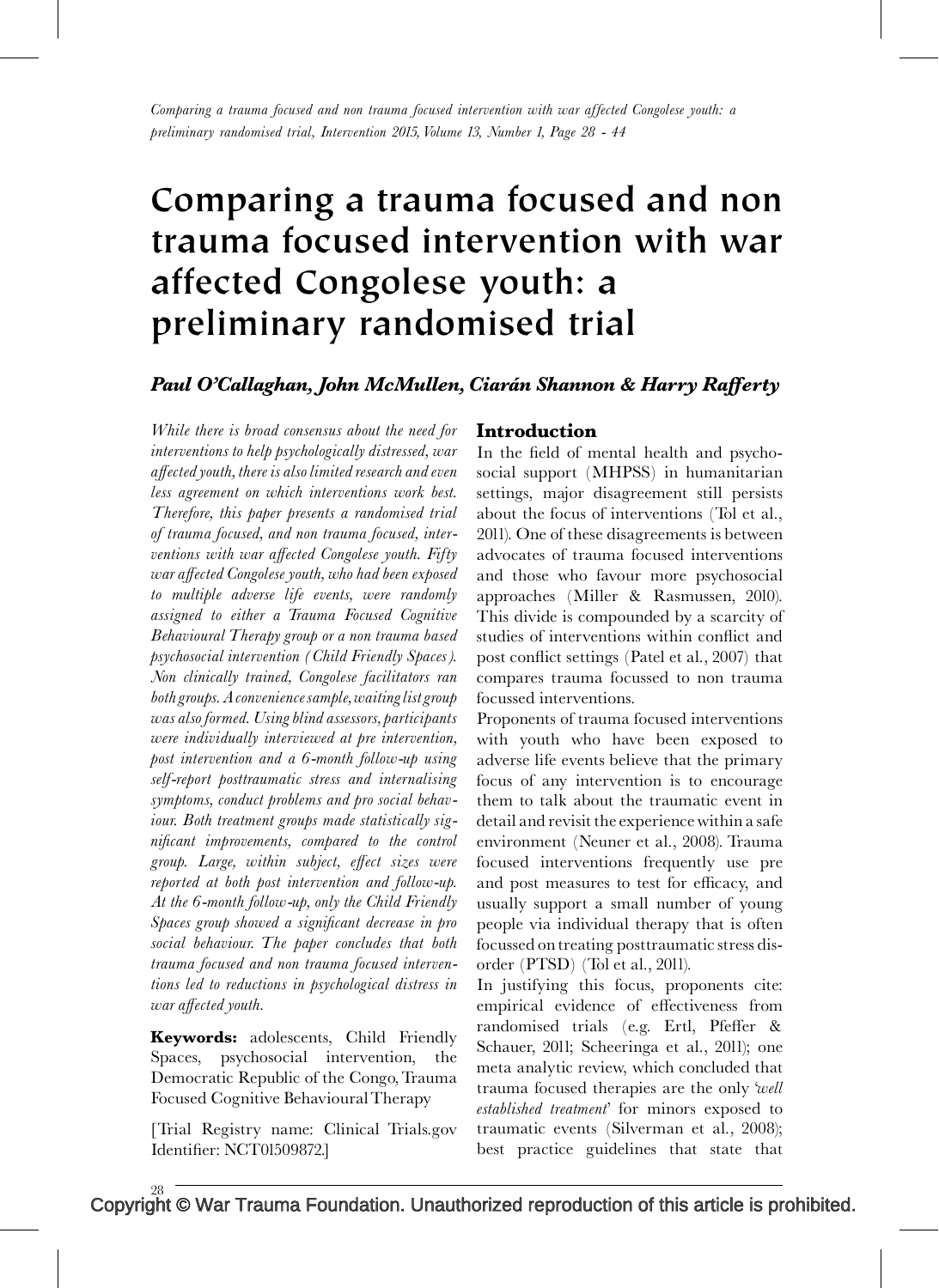# Comparing a trauma focused and non trauma focused intervention with war affected Congolese youth: a preliminary randomised trial

***Paul O'Callaghan, John McMullen, Ciarán Shannon & Harry Rafferty***

*While there is broad consensus about the need for interventions to help psychologically distressed, war affected youth, there is also limited research and even less agreement on which interventions work best. Therefore, this paper presents a randomised trial of trauma focused, and non trauma focused, interventions with war affected Congolese youth. Fifty war affected Congolese youth, who had been exposed to multiple adverse life events, were randomly assigned to either a Trauma Focused Cognitive Behavioural Therapy group or a non trauma based psychosocial intervention (Child Friendly Spaces). Non clinically trained, Congolese facilitators ran both groups. A convenience sample, waiting list group was also formed. Using blind assessors, participants were individually interviewed at pre intervention, post intervention and a 6-month follow-up using self-report posttraumatic stress and internalising symptoms, conduct problems and pro social behaviour. Both treatment groups made statistically significant improvements, compared to the control group. Large, within subject, effect sizes were reported at both post intervention and follow-up. At the 6-month follow-up, only the Child Friendly Spaces group showed a significant decrease in pro social behaviour. The paper concludes that both trauma focused and non trauma focused interventions led to reductions in psychological distress in war affected youth.*

**Keywords:** adolescents, Child Friendly Spaces, psychosocial intervention, the Democratic Republic of the Congo, Trauma Focused Cognitive Behavioural Therapy

[Trial Registry name: Clinical Trials.gov Identifier: NCT01509872.]

## Introduction

In the field of mental health and psychosocial support (MHPSS) in humanitarian settings, major disagreement still persists about the focus of interventions (Tol et al., 2011). One of these disagreements is between advocates of trauma focused interventions and those who favour more psychosocial approaches (Miller & Rasmussen, 2010). This divide is compounded by a scarcity of studies of interventions within conflict and post conflict settings (Patel et al., 2007) that compares trauma focussed to non trauma focussed interventions.

Proponents of trauma focused interventions with youth who have been exposed to adverse life events believe that the primary focus of any intervention is to encourage them to talk about the traumatic event in detail and revisit the experience within a safe environment (Neuner et al., 2008). Trauma focused interventions frequently use pre and post measures to test for efficacy, and usually support a small number of young people via individual therapy that is often focussed on treating posttraumatic stress disorder (PTSD) (Tol et al., 2011).

In justifying this focus, proponents cite: empirical evidence of effectiveness from randomised trials (e.g. Ertl, Pfeffer & Schauer, 2011; Scheeringa et al., 2011); one meta analytic review, which concluded that trauma focused therapies are the only '*well established treatment*' for minors exposed to traumatic events (Silverman et al., 2008); best practice guidelines that state that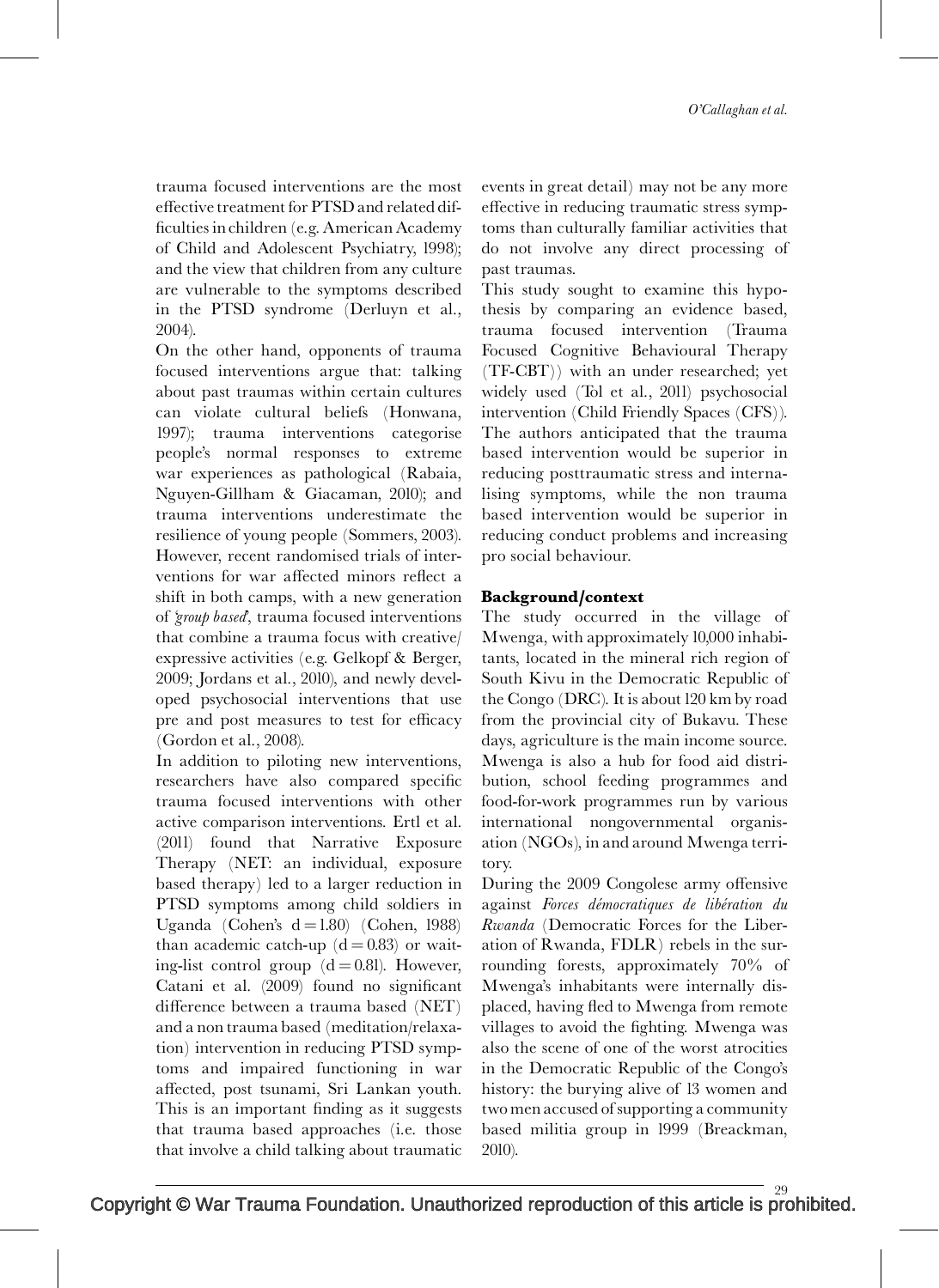trauma focused interventions are the most effective treatment for PTSD and related difficulties in children (e.g. American Academy of Child and Adolescent Psychiatry, 1998); and the view that children from any culture are vulnerable to the symptoms described in the PTSD syndrome (Derluyn et al., 2004).

On the other hand, opponents of trauma focused interventions argue that: talking about past traumas within certain cultures can violate cultural beliefs (Honwana, 1997); trauma interventions categorise people's normal responses to extreme war experiences as pathological (Rabaia, Nguyen-Gillham & Giacaman, 2010); and trauma interventions underestimate the resilience of young people (Sommers, 2003). However, recent randomised trials of interventions for war affected minors reflect a shift in both camps, with a new generation of *'group based'*, trauma focused interventions that combine a trauma focus with creative/expressive activities (e.g. Gelkopf & Berger, 2009; Jordans et al., 2010), and newly developed psychosocial interventions that use pre and post measures to test for efficacy (Gordon et al., 2008).

In addition to piloting new interventions, researchers have also compared specific trauma focused interventions with other active comparison interventions. Ertl et al. (2011) found that Narrative Exposure Therapy (NET: an individual, exposure based therapy) led to a larger reduction in PTSD symptoms among child soldiers in Uganda (Cohen's $d = 1.80$) (Cohen, 1988) than academic catch-up ($d = 0.83$) or waiting-list control group ($d = 0.81$). However, Catani et al. (2009) found no significant difference between a trauma based (NET) and a non trauma based (meditation/relaxation) intervention in reducing PTSD symptoms and impaired functioning in war affected, post tsunami, Sri Lankan youth. This is an important finding as it suggests that trauma based approaches (i.e. those that involve a child talking about traumatic events in great detail) may not be any more effective in reducing traumatic stress symptoms than culturally familiar activities that do not involve any direct processing of past traumas.

This study sought to examine this hypothesis by comparing an evidence based, trauma focused intervention (Trauma Focused Cognitive Behavioural Therapy (TF-CBT)) with an under researched; yet widely used (Tol et al., 2011) psychosocial intervention (Child Friendly Spaces (CFS)). The authors anticipated that the trauma based intervention would be superior in reducing posttraumatic stress and internalising symptoms, while the non trauma based intervention would be superior in reducing conduct problems and increasing pro social behaviour.

## Background/context

The study occurred in the village of Mwenga, with approximately 10,000 inhabitants, located in the mineral rich region of South Kivu in the Democratic Republic of the Congo (DRC). It is about 120 km by road from the provincial city of Bukavu. These days, agriculture is the main income source. Mwenga is also a hub for food aid distribution, school feeding programmes and food-for-work programmes run by various international nongovernmental organisation (NGOs), in and around Mwenga territory.

During the 2009 Congolese army offensive against *Forces démocratiques de libération du Rwanda* (Democratic Forces for the Liberation of Rwanda, FDLR) rebels in the surrounding forests, approximately 70% of Mwenga's inhabitants were internally displaced, having fled to Mwenga from remote villages to avoid the fighting. Mwenga was also the scene of one of the worst atrocities in the Democratic Republic of the Congo's history: the burying alive of 13 women and two men accused of supporting a community based militia group in 1999 (Breackman, 2010).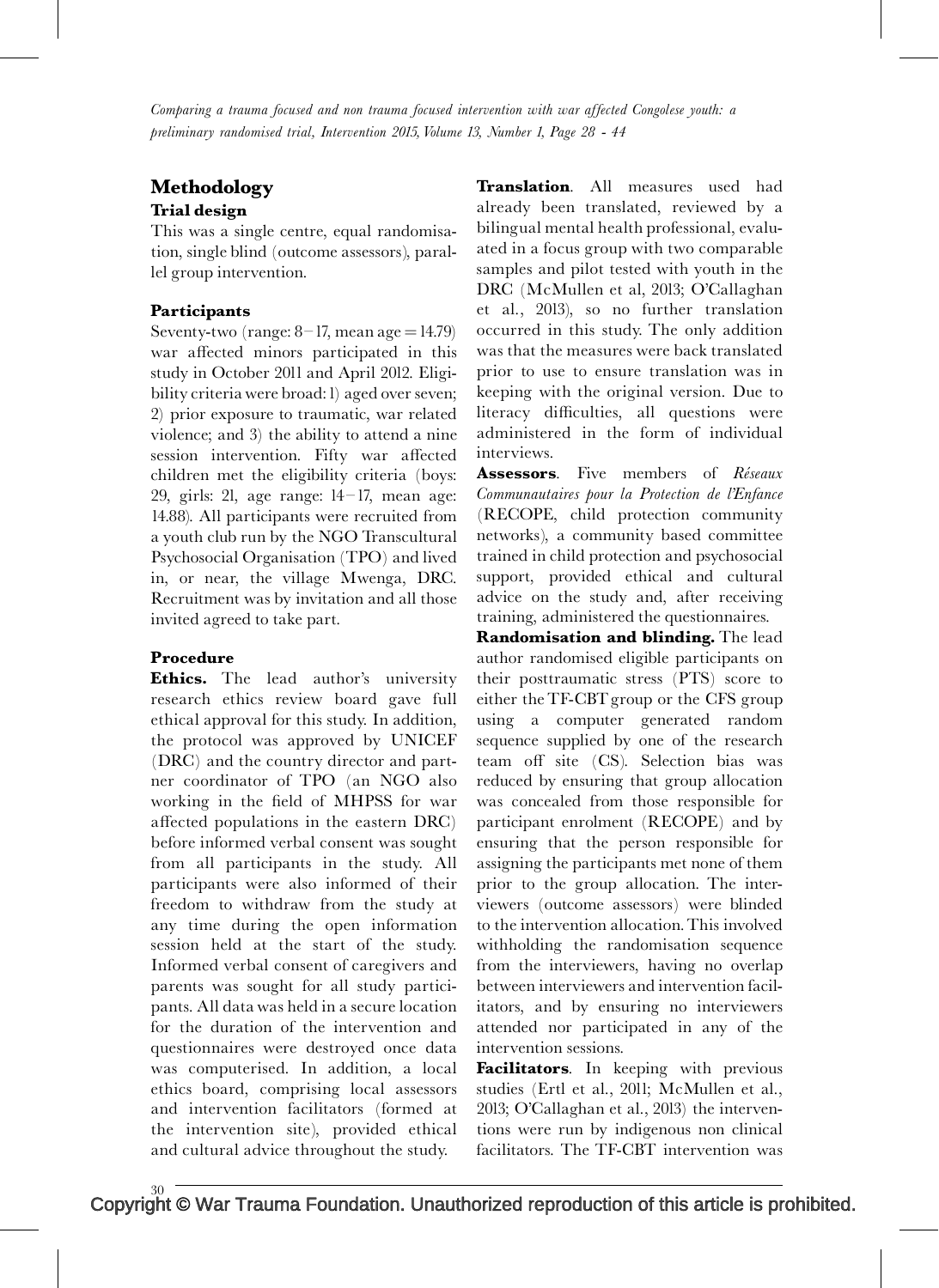## Methodology

### Trial design

This was a single centre, equal randomisation, single blind (outcome assessors), parallel group intervention.

### Participants

Seventy-two (range: 8–17, mean age = 14.79) war affected minors participated in this study in October 2011 and April 2012. Eligibility criteria were broad: 1) aged over seven; 2) prior exposure to traumatic, war related violence; and 3) the ability to attend a nine session intervention. Fifty war affected children met the eligibility criteria (boys: 29, girls: 21, age range: 14–17, mean age: 14.88). All participants were recruited from a youth club run by the NGO Transcultural Psychosocial Organisation (TPO) and lived in, or near, the village Mwenga, DRC. Recruitment was by invitation and all those invited agreed to take part.

### Procedure

**Ethics.** The lead author's university research ethics review board gave full ethical approval for this study. In addition, the protocol was approved by UNICEF (DRC) and the country director and partner coordinator of TPO (an NGO also working in the field of MHPSS for war affected populations in the eastern DRC) before informed verbal consent was sought from all participants in the study. All participants were also informed of their freedom to withdraw from the study at any time during the open information session held at the start of the study. Informed verbal consent of caregivers and parents was sought for all study participants. All data was held in a secure location for the duration of the intervention and questionnaires were destroyed once data was computerised. In addition, a local ethics board, comprising local assessors and intervention facilitators (formed at the intervention site), provided ethical and cultural advice throughout the study.

**Translation**. All measures used had already been translated, reviewed by a bilingual mental health professional, evaluated in a focus group with two comparable samples and pilot tested with youth in the DRC (McMullen et al, 2013; O'Callaghan et al., 2013), so no further translation occurred in this study. The only addition was that the measures were back translated prior to use to ensure translation was in keeping with the original version. Due to literacy difficulties, all questions were administered in the form of individual interviews.

**Assessors**. Five members of *Réseaux Communautaires pour la Protection de l'Enfance* (RECOPE, child protection community networks), a community based committee trained in child protection and psychosocial support, provided ethical and cultural advice on the study and, after receiving training, administered the questionnaires.

**Randomisation and blinding.** The lead author randomised eligible participants on their posttraumatic stress (PTS) score to either the TF-CBT group or the CFS group using a computer generated random sequence supplied by one of the research team off site (CS). Selection bias was reduced by ensuring that group allocation was concealed from those responsible for participant enrolment (RECOPE) and by ensuring that the person responsible for assigning the participants met none of them prior to the group allocation. The interviewers (outcome assessors) were blinded to the intervention allocation. This involved withholding the randomisation sequence from the interviewers, having no overlap between interviewers and intervention facilitators, and by ensuring no interviewers attended nor participated in any of the intervention sessions.

**Facilitators**. In keeping with previous studies (Ertl et al., 2011; McMullen et al., 2013; O'Callaghan et al., 2013) the interventions were run by indigenous non clinical facilitators. The TF-CBT intervention was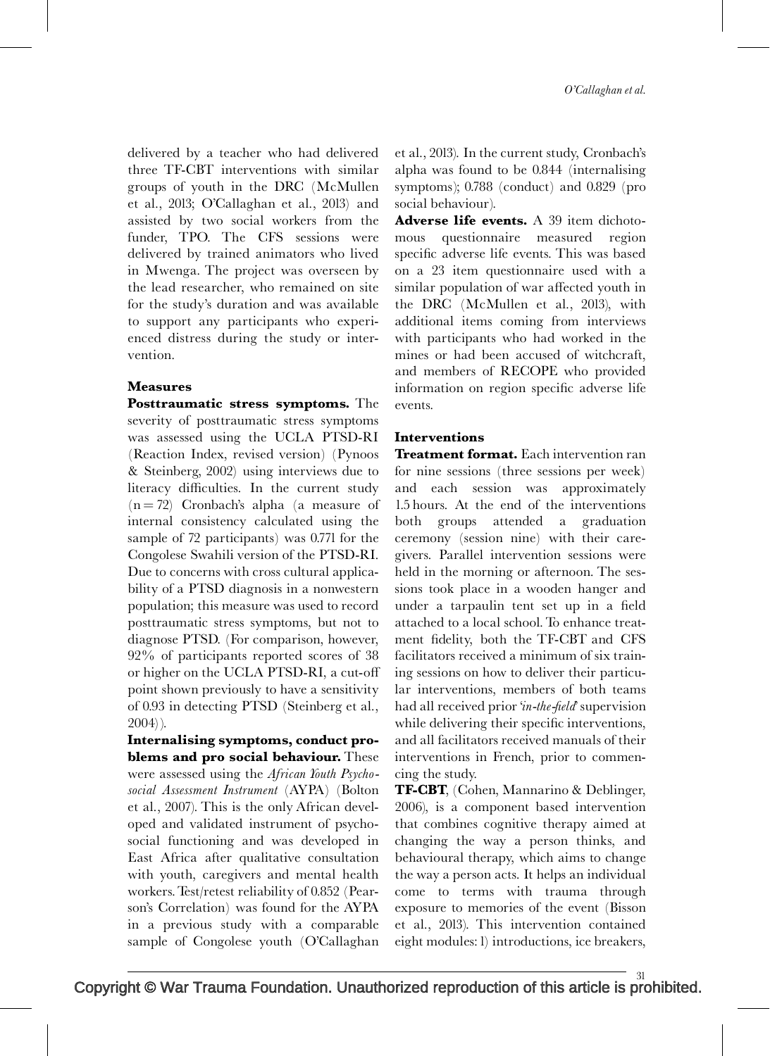delivered by a teacher who had delivered three TF-CBT interventions with similar groups of youth in the DRC (McMullen et al., 2013; O'Callaghan et al., 2013) and assisted by two social workers from the funder, TPO. The CFS sessions were delivered by trained animators who lived in Mwenga. The project was overseen by the lead researcher, who remained on site for the study's duration and was available to support any participants who experienced distress during the study or intervention.

### Measures

**Posttraumatic stress symptoms.** The severity of posttraumatic stress symptoms was assessed using the UCLA PTSD-RI (Reaction Index, revised version) (Pynoos & Steinberg, 2002) using interviews due to literacy difficulties. In the current study ($n = 72$) Cronbach's alpha (a measure of internal consistency calculated using the sample of 72 participants) was 0.771 for the Congolese Swahili version of the PTSD-RI. Due to concerns with cross cultural applicability of a PTSD diagnosis in a nonwestern population; this measure was used to record posttraumatic stress symptoms, but not to diagnose PTSD. (For comparison, however, 92% of participants reported scores of 38 or higher on the UCLA PTSD-RI, a cut-off point shown previously to have a sensitivity of 0.93 in detecting PTSD (Steinberg et al., 2004)).

**Internalising symptoms, conduct problems and pro social behaviour.** These were assessed using the *African Youth Psychosocial Assessment Instrument* (AYPA) (Bolton et al., 2007). This is the only African developed and validated instrument of psychosocial functioning and was developed in East Africa after qualitative consultation with youth, caregivers and mental health workers. Test/retest reliability of 0.852 (Pearson's Correlation) was found for the AYPA in a previous study with a comparable sample of Congolese youth (O'Callaghan et al., 2013). In the current study, Cronbach's alpha was found to be 0.844 (internalising symptoms); 0.788 (conduct) and 0.829 (pro social behaviour).

**Adverse life events.** A 39 item dichotomous questionnaire measured region specific adverse life events. This was based on a 23 item questionnaire used with a similar population of war affected youth in the DRC (McMullen et al., 2013), with additional items coming from interviews with participants who had worked in the mines or had been accused of witchcraft, and members of RECOPE who provided information on region specific adverse life events.

### Interventions

**Treatment format.** Each intervention ran for nine sessions (three sessions per week) and each session was approximately 1.5 hours. At the end of the interventions both groups attended a graduation ceremony (session nine) with their caregivers. Parallel intervention sessions were held in the morning or afternoon. The sessions took place in a wooden hanger and under a tarpaulin tent set up in a field attached to a local school. To enhance treatment fidelity, both the TF-CBT and CFS facilitators received a minimum of six training sessions on how to deliver their particular interventions, members of both teams had all received prior '*in-the-field*' supervision while delivering their specific interventions, and all facilitators received manuals of their interventions in French, prior to commencing the study.

**TF-CBT**, (Cohen, Mannarino & Deblinger, 2006), is a component based intervention that combines cognitive therapy aimed at changing the way a person thinks, and behavioural therapy, which aims to change the way a person acts. It helps an individual come to terms with trauma through exposure to memories of the event (Bisson et al., 2013). This intervention contained eight modules: 1) introductions, ice breakers,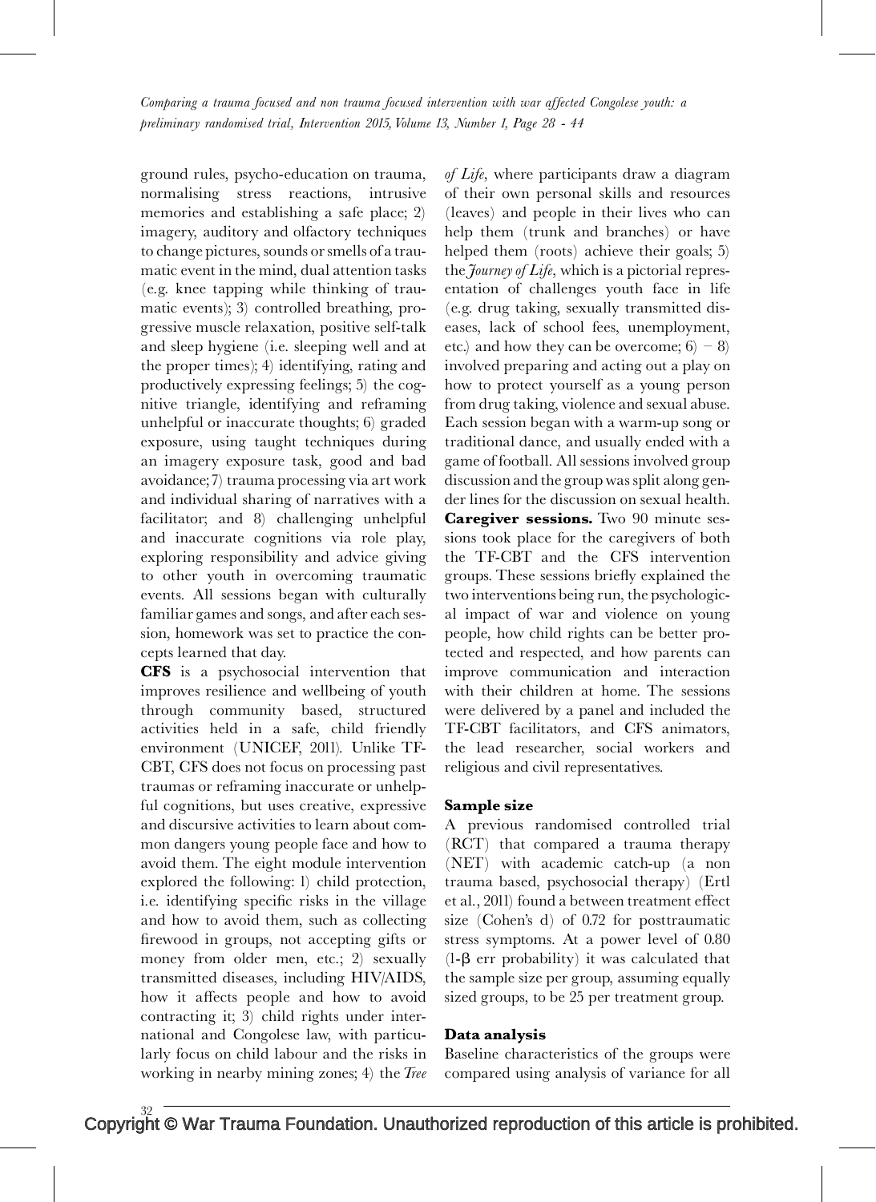ground rules, psycho-education on trauma, normalising stress reactions, intrusive memories and establishing a safe place; 2) imagery, auditory and olfactory techniques to change pictures, sounds or smells of a traumatic event in the mind, dual attention tasks (e.g. knee tapping while thinking of traumatic events); 3) controlled breathing, progressive muscle relaxation, positive self-talk and sleep hygiene (i.e. sleeping well and at the proper times); 4) identifying, rating and productively expressing feelings; 5) the cognitive triangle, identifying and reframing unhelpful or inaccurate thoughts; 6) graded exposure, using taught techniques during an imagery exposure task, good and bad avoidance; 7) trauma processing via art work and individual sharing of narratives with a facilitator; and 8) challenging unhelpful and inaccurate cognitions via role play, exploring responsibility and advice giving to other youth in overcoming traumatic events. All sessions began with culturally familiar games and songs, and after each session, homework was set to practice the concepts learned that day.

**CFS** is a psychosocial intervention that improves resilience and wellbeing of youth through community based, structured activities held in a safe, child friendly environment (UNICEF, 2011). Unlike TF-CBT, CFS does not focus on processing past traumas or reframing inaccurate or unhelpful cognitions, but uses creative, expressive and discursive activities to learn about common dangers young people face and how to avoid them. The eight module intervention explored the following: 1) child protection, i.e. identifying specific risks in the village and how to avoid them, such as collecting firewood in groups, not accepting gifts or money from older men, etc.; 2) sexually transmitted diseases, including HIV/AIDS, how it affects people and how to avoid contracting it; 3) child rights under international and Congolese law, with particularly focus on child labour and the risks in working in nearby mining zones; 4) the *Tree of Life*, where participants draw a diagram of their own personal skills and resources (leaves) and people in their lives who can help them (trunk and branches) or have helped them (roots) achieve their goals; 5) the *Journey of Life*, which is a pictorial representation of challenges youth face in life (e.g. drug taking, sexually transmitted diseases, lack of school fees, unemployment, etc.) and how they can be overcome; 6) – 8) involved preparing and acting out a play on how to protect yourself as a young person from drug taking, violence and sexual abuse. Each session began with a warm-up song or traditional dance, and usually ended with a game of football. All sessions involved group discussion and the group was split along gender lines for the discussion on sexual health.

**Caregiver sessions.** Two 90 minute sessions took place for the caregivers of both the TF-CBT and the CFS intervention groups. These sessions briefly explained the two interventions being run, the psychological impact of war and violence on young people, how child rights can be better protected and respected, and how parents can improve communication and interaction with their children at home. The sessions were delivered by a panel and included the TF-CBT facilitators, and CFS animators, the lead researcher, social workers and religious and civil representatives.

### Sample size

A previous randomised controlled trial (RCT) that compared a trauma therapy (NET) with academic catch-up (a non trauma based, psychosocial therapy) (Ertl et al., 2011) found a between treatment effect size (Cohen's d) of 0.72 for posttraumatic stress symptoms. At a power level of 0.80 ($1-\beta$ err probability) it was calculated that the sample size per group, assuming equally sized groups, to be 25 per treatment group.

### Data analysis

Baseline characteristics of the groups were compared using analysis of variance for all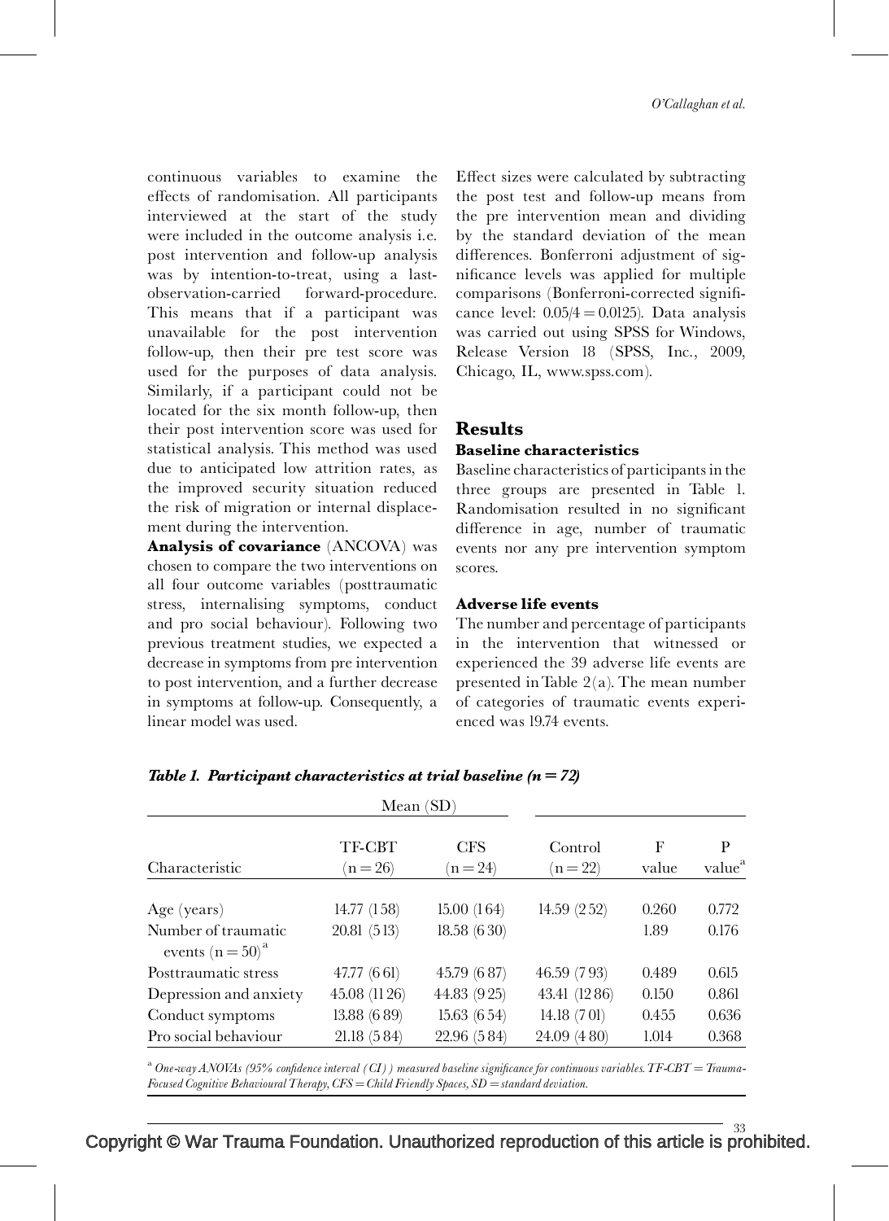continuous variables to examine the effects of randomisation. All participants interviewed at the start of the study were included in the outcome analysis i.e. post intervention and follow-up analysis was by intention-to-treat, using a last-observation-carried forward-procedure. This means that if a participant was unavailable for the post intervention follow-up, then their pre test score was used for the purposes of data analysis. Similarly, if a participant could not be located for the six month follow-up, then their post intervention score was used for statistical analysis. This method was used due to anticipated low attrition rates, as the improved security situation reduced the risk of migration or internal displacement during the intervention.

**Analysis of covariance** (ANCOVA) was chosen to compare the two interventions on all four outcome variables (posttraumatic stress, internalising symptoms, conduct and pro social behaviour). Following two previous treatment studies, we expected a decrease in symptoms from pre intervention to post intervention, and a further decrease in symptoms at follow-up. Consequently, a linear model was used.

Effect sizes were calculated by subtracting the post test and follow-up means from the pre intervention mean and dividing by the standard deviation of the mean differences. Bonferroni adjustment of significance levels was applied for multiple comparisons (Bonferroni-corrected significance level: $0.05/4 = 0.0125$). Data analysis was carried out using SPSS for Windows, Release Version 18 (SPSS, Inc., 2009, Chicago, IL, www.spss.com).

## Results

### Baseline characteristics

Baseline characteristics of participants in the three groups are presented in Table 1. Randomisation resulted in no significant difference in age, number of traumatic events nor any pre intervention symptom scores.

### Adverse life events

The number and percentage of participants in the intervention that witnessed or experienced the 39 adverse life events are presented in Table 2(a). The mean number of categories of traumatic events experienced was 19.74 events.

***Table 1. Participant characteristics at trial baseline (n = 72)***

| | Mean (SD) | | | | |
|---|---|---|---|---|---|
| Characteristic | TF-CBT (n = 26) | CFS (n = 24) | Control (n = 22) | F value | P value[a] |
| Age (years) | 14.77 (1.58) | 15.00 (1.64) | 14.59 (2.52) | 0.260 | 0.772 |
| Number of traumatic events (n = 50)[a] | 20.81 (5.13) | 18.58 (6.30) | | 1.89 | 0.176 |
| Posttraumatic stress | 47.77 (6.61) | 45.79 (6.87) | 46.59 (7.93) | 0.489 | 0.615 |
| Depression and anxiety | 45.08 (11.26) | 44.83 (9.25) | 43.41 (12.86) | 0.150 | 0.861 |
| Conduct symptoms | 13.88 (6.89) | 15.63 (6.54) | 14.18 (7.01) | 0.455 | 0.636 |
| Pro social behaviour | 21.18 (5.84) | 22.96 (5.84) | 24.09 (4.80) | 1.014 | 0.368 |

[a] *One-way ANOVAs (95% confidence interval (CI)) measured baseline significance for continuous variables. TF-CBT = Trauma-Focused Cognitive Behavioural Therapy, CFS = Child Friendly Spaces, SD = standard deviation.*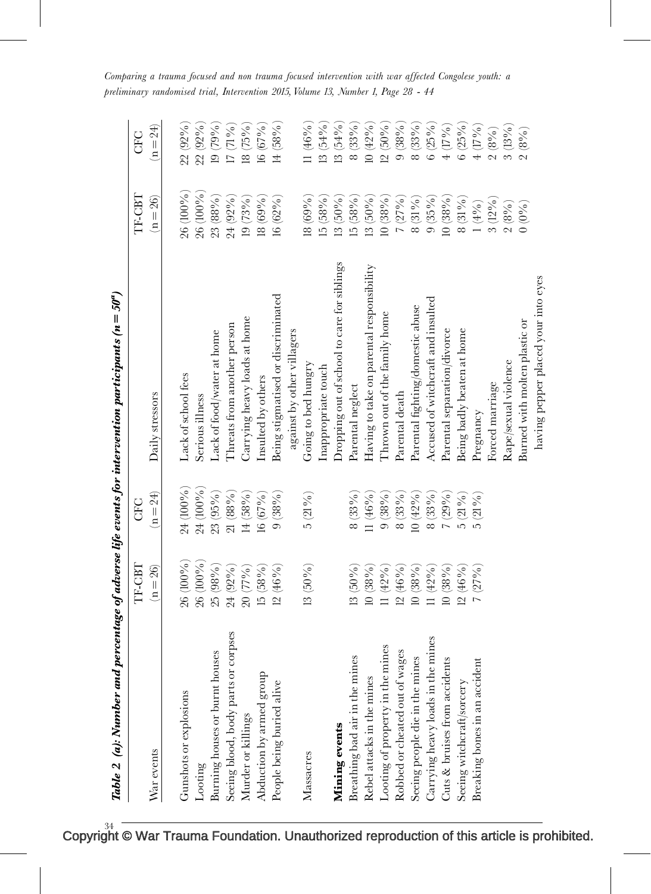**Table 2 (a): Number and percentage of adverse life events for intervention participants (n = 50[a])**

| War events | TF-CBT (n = 26) | CFC (n = 24) | Daily stressors | TF-CBT (n = 26) | CFC (n = 24) |
|---|---|---|---|---|---|
| Gunshots or explosions | 26 (100%) | 24 (100%) | Lack of school fees | 26 (100%) | 22 (92%) |
| Looting | 26 (100%) | 24 (100%) | Serious illness | 26 (100%) | 22 (92%) |
| Burning houses or burnt houses | 25 (98%) | 23 (95%) | Lack of food/water at home | 23 (88%) | 19 (79%) |
| Seeing blood, body parts or corpses | 24 (92%) | 21 (88%) | Threats from another person | 24 (92%) | 17 (71%) |
| Murder or killings | 20 (77%) | 14 (58%) | Carrying heavy loads at home | 19 (73%) | 18 (75%) |
| Abduction by armed group | 15 (58%) | 16 (67%) | Insulted by others | 18 (69%) | 16 (67%) |
| People being buried alive | 12 (46%) | 9 (38%) | Being stigmatised or discriminated against by other villagers | 16 (62%) | 14 (58%) |
| Massacres | 13 (50%) | 5 (21%) | Going to bed hungry | 18 (69%) | 11 (46%) |
| | | | Inappropriate touch | 15 (58%) | 13 (54%) |
| **Mining events** | | | Dropping out of school to care for siblings | 13 (50%) | 13 (54%) |
| Breathing bad air in the mines | 13 (50%) | 8 (33%) | Parental neglect | 15 (58%) | 8 (33%) |
| Rebel attacks in the mines | 10 (38%) | 11 (46%) | Having to take on parental responsibility | 13 (50%) | 10 (42%) |
| Looting of property in the mines | 11 (42%) | 9 (38%) | Thrown out of the family home | 10 (38%) | 12 (50%) |
| Robbed or cheated out of wages | 12 (46%) | 8 (33%) | Parental death | 7 (27%) | 9 (38%) |
| Seeing people die in the mines | 10 (38%) | 10 (42%) | Parental fighting/domestic abuse | 8 (31%) | 8 (33%) |
| Carrying heavy loads in the mines | 11 (42%) | 8 (33%) | Accused of witchcraft and insulted | 9 (35%) | 6 (25%) |
| Cuts & bruises from accidents | 10 (38%) | 7 (29%) | Parental separation/divorce | 10 (38%) | 4 (17%) |
| Seeing witchcraft/sorcery | 12 (46%) | 5 (21%) | Being badly beaten at home | 8 (31%) | 6 (25%) |
| Breaking bones in an accident | 7 (27%) | 5 (21%) | Pregnancy | 1 (4%) | 4 (17%) |
| | | | Forced marriage | 3 (12%) | 2 (8%) |
| | | | Rape/sexual violence | 2 (8%) | 3 (13%) |
| | | | Burned with molten plastic or having pepper placed your into eyes | 0 (0%) | 2 (8%) |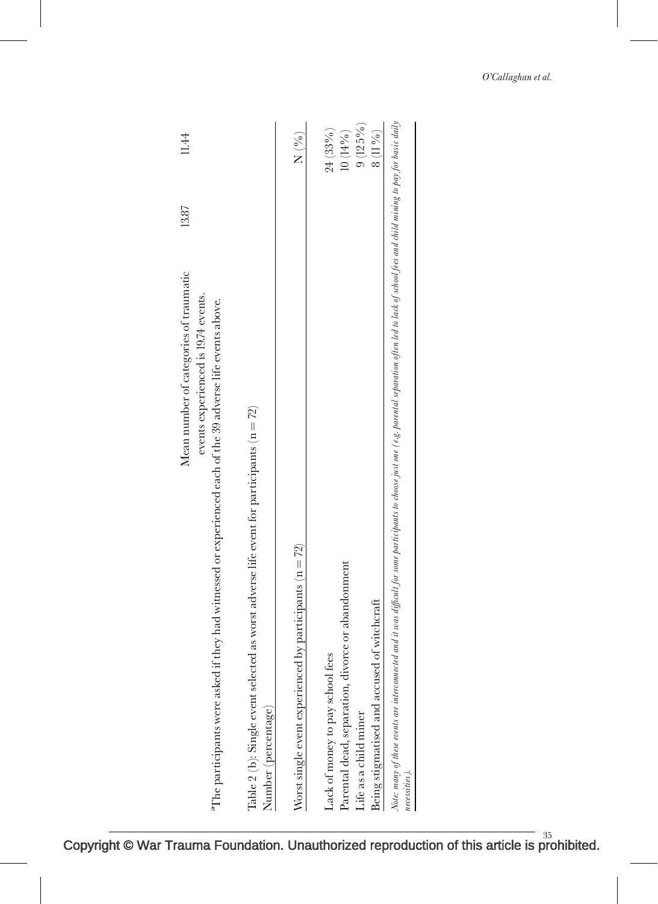| Mean number of categories of traumatic events experienced is 19.74 events. | 13.87 | 11.44 |
|---|---|---|

[a]The participants were asked if they had witnessed or experienced each of the 39 adverse life events above.

Table 2 (b): Single event selected as worst adverse life event for participants (n = 72) Number (percentage)

| Worst single event experienced by participants (n = 72) | N (%) |
|---|---|
| Lack of money to pay school fees | 24 (33%) |
| Parental dead, separation, divorce or abandonment | 10 (14%) |
| Life as a child miner | 9 (12.5%) |
| Being stigmatised and accused of witchcraft | 8 (11%) |

*Note: many of these events are interconnected and it was difficult for some participants to choose just one (e.g. parental separation often led to lack of school fees and child mining to pay for basic daily necessities).*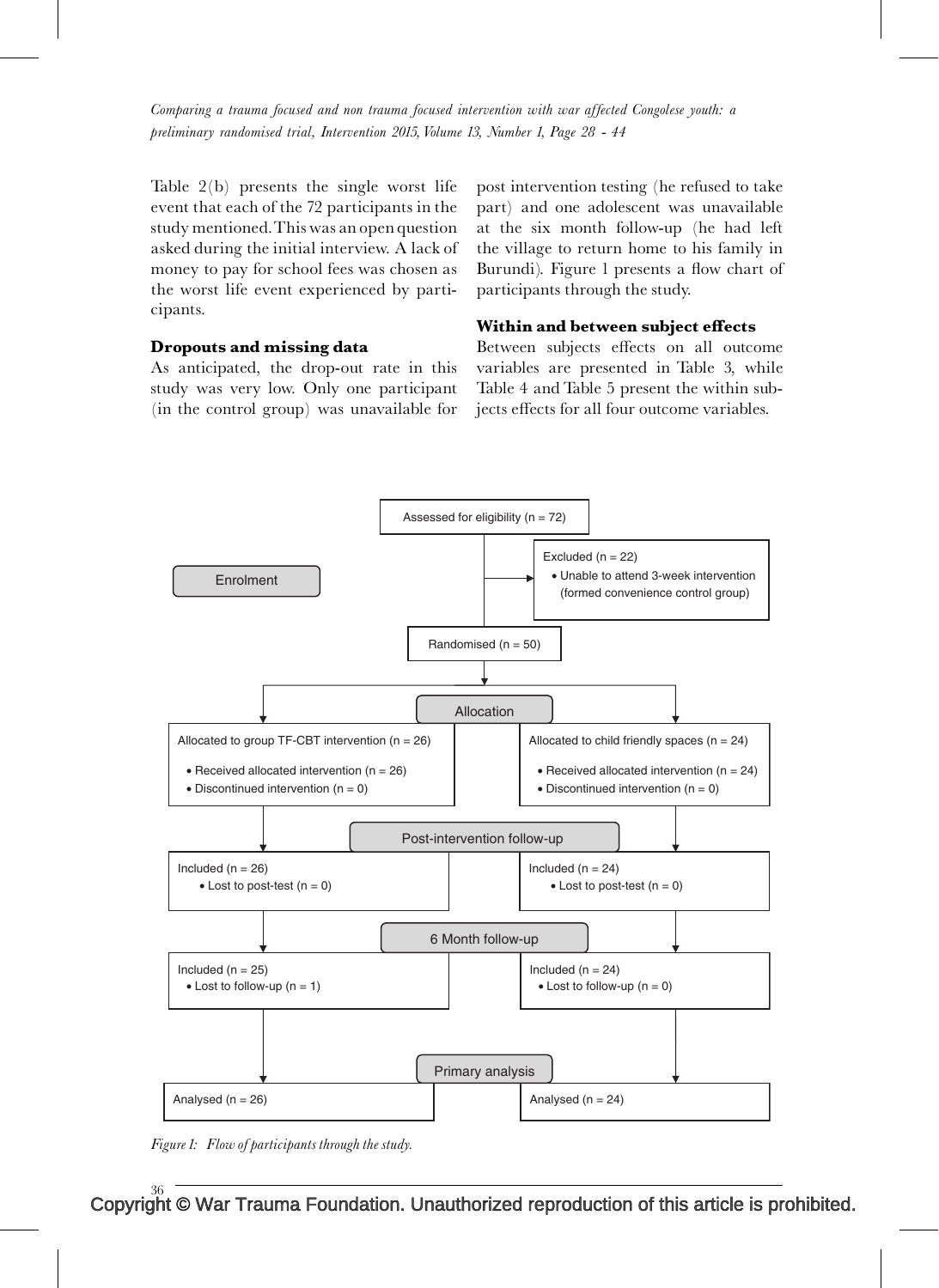Table 2(b) presents the single worst life event that each of the 72 participants in the study mentioned. This was an open question asked during the initial interview. A lack of money to pay for school fees was chosen as the worst life event experienced by participants.

### Dropouts and missing data

As anticipated, the drop-out rate in this study was very low. Only one participant (in the control group) was unavailable for post intervention testing (he refused to take part) and one adolescent was unavailable at the six month follow-up (he had left the village to return home to his family in Burundi). Figure 1 presents a flow chart of participants through the study.

### Within and between subject effects

Between subjects effects on all outcome variables are presented in Table 3, while Table 4 and Table 5 present the within subjects effects for all four outcome variables.

**Enrolment**

- Assessed for eligibility (n = 72)
- Excluded (n = 22)
  - Unable to attend 3-week intervention (formed convenience control group)
- Randomised (n = 50)

**Allocation**

| Allocated to group TF-CBT intervention (n = 26) | Allocated to child friendly spaces (n = 24) |
|---|---|
| • Received allocated intervention (n = 26) | • Received allocated intervention (n = 24) |
| • Discontinued intervention (n = 0) | • Discontinued intervention (n = 0) |

**Post-intervention follow-up**

| Included (n = 26) | Included (n = 24) |
|---|---|
| • Lost to post-test (n = 0) | • Lost to post-test (n = 0) |

**6 Month follow-up**

| Included (n = 25) | Included (n = 24) |
|---|---|
| • Lost to follow-up (n = 1) | • Lost to follow-up (n = 0) |

**Primary analysis**

| Analysed (n = 26) | Analysed (n = 24) |
|---|---|

*Figure 1: Flow of participants through the study.*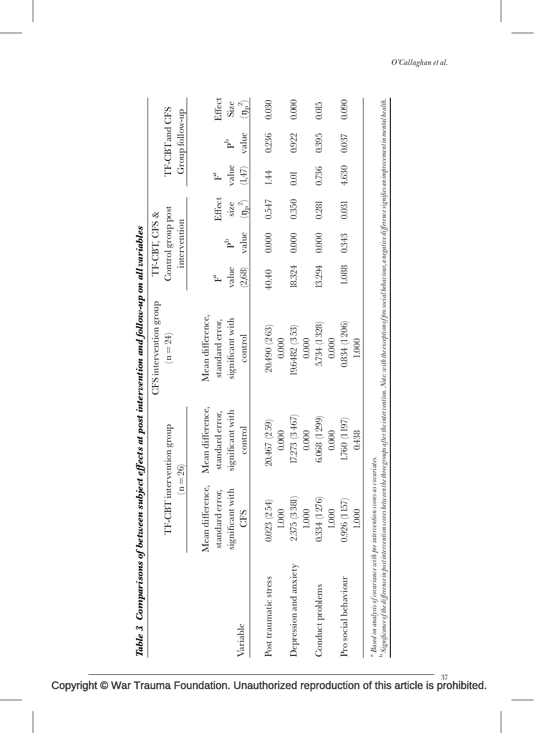**Table 3 Comparisons of between subject effects at post intervention and follow-up on all variables**

| Variable | TF-CBT intervention group (n = 26) | | CFS intervention group (n = 24) | TF-CBT, CFS & Control group post intervention | | | TF-CBT and CFS Group follow-up | | |
|---|---|---|---|---|---|---|---|---|---|
| | Mean difference, standard error, significant with CFS | Mean difference, standard error, significant with control | Mean difference, standard error, significant with control | $F^a$ value (2,68) | $P^b$ value | Effect size ($\eta_p^2$) | $F^a$ value (1,47) | $P^b$ value | Effect Size ($\eta_p^2$) |
| Post traumatic stress | 0.023 (2.54) 1.000 | 20.467 (2.59) 0.000 | 20.490 (2.63) 0.000 | 40.40 | 0.000 | 0.547 | 1.44 | 0.236 | 0.030 |
| Depression and anxiety | 2.375 (3.381) 1.000 | 17.273 (3.467) 0.000 | 19.6482 (3.53) 0.000 | 18.324 | 0.000 | 0.350 | 0.01 | 0.922 | 0.000 |
| Conduct problems | 0.334 (1.276) 1.000 | 6.068 (1.299) 0.000 | 5.734 (1.328) 0.000 | 13.294 | 0.000 | 0.281 | 0.736 | 0.395 | 0.015 |
| Pro social behaviour | 0.926 (1.157) 1.000 | 1.760 (1.197) 0.438 | 0.834 (1.206) 1.000 | 1.088 | 0.343 | 0.031 | 4.630 | 0.037 | 0.090 |

[a] *Based on analysis of covariance with pre intervention scores as covariates.*

[b] *Significance of the difference in post intervention scores between the three groups after the intervention. Note: with the exception of pro social behaviour, a negative difference signifies an improvement in mental health.*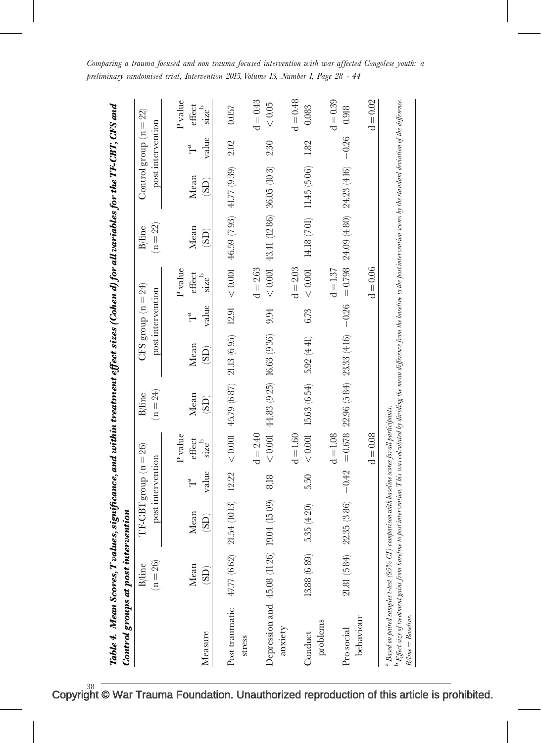**Table 4. Mean Scores, T values, significance, and within treatment effect sizes (Cohen d) for all variables for the TF-CBT, CFS and Control groups at post intervention**

| Measure | B/line (n = 26) Mean (SD) | TF-CBT group (n = 26) post intervention Mean (SD) | T[a] value | P value effect size[b] | B/line (n = 24) Mean (SD) | CFS group (n = 24) post intervention Mean (SD) | T[a] value | P value effect size[b] | B/line (n = 22) Mean (SD) | Control group (n = 22) post intervention Mean (SD) | T[a] value | P value effect size[b] |
|---|---|---|---|---|---|---|---|---|---|---|---|---|
| Post traumatic stress | 47.77 (6.62) | 21.54 (10.13) | 12.22 | < 0.001 | 45.79 (6.87) | 21.13 (6.95) | 12.91 | < 0.001 | 46.59 (7.93) | 41.77 (9.39) | 2.02 | 0.057 |
| | | | | d = 2.40 | | | | d = 2.63 | | | | d = 0.43 |
| Depression and anxiety | 45.08 (11.26) | 19.04 (15.09) | 8.18 | < 0.001 | 44.83 (9.25) | 16.63 (9.36) | 9.94 | < 0.001 | 43.41 (12.86) | 36.05 (10.3) | 2.30 | < 0.05 |
| | | | | d = 1.60 | | | | d = 2.03 | | | | d = 0.48 |
| Conduct problems | 13.88 (6.89) | 5.35 (4.20) | 5.50 | < 0.001 | 15.63 (6.54) | 5.92 (4.41) | 6.73 | < 0.001 | 14.18 (7.01) | 11.45 (5.06) | 1.82 | 0.083 |
| | | | | d = 1.08 | | | | d = 1.37 | | | | d = 0.39 |
| Pro social behaviour | 21.81 (5.84) | 22.35 (3.86) | −0.42 | = 0.678 | 22.96 (5.84) | 23.33 (4.16) | −0.26 | = 0.798 | 24.09 (4.80) | 24.23 (4.16) | −0.26 | 0.918 |
| | | | | d = 0.08 | | | | d = 0.06 | | | | d = 0.02 |

[a] *Based on paired samples t-test (95% CI) comparison with baseline scores for all participants.*

[b] *Effect size of treatment gains from baseline to post intervention. This was calculated by dividing the mean difference from the baseline to the post intervention scores by the standard deviation of the difference.*

*B/line = Baseline.*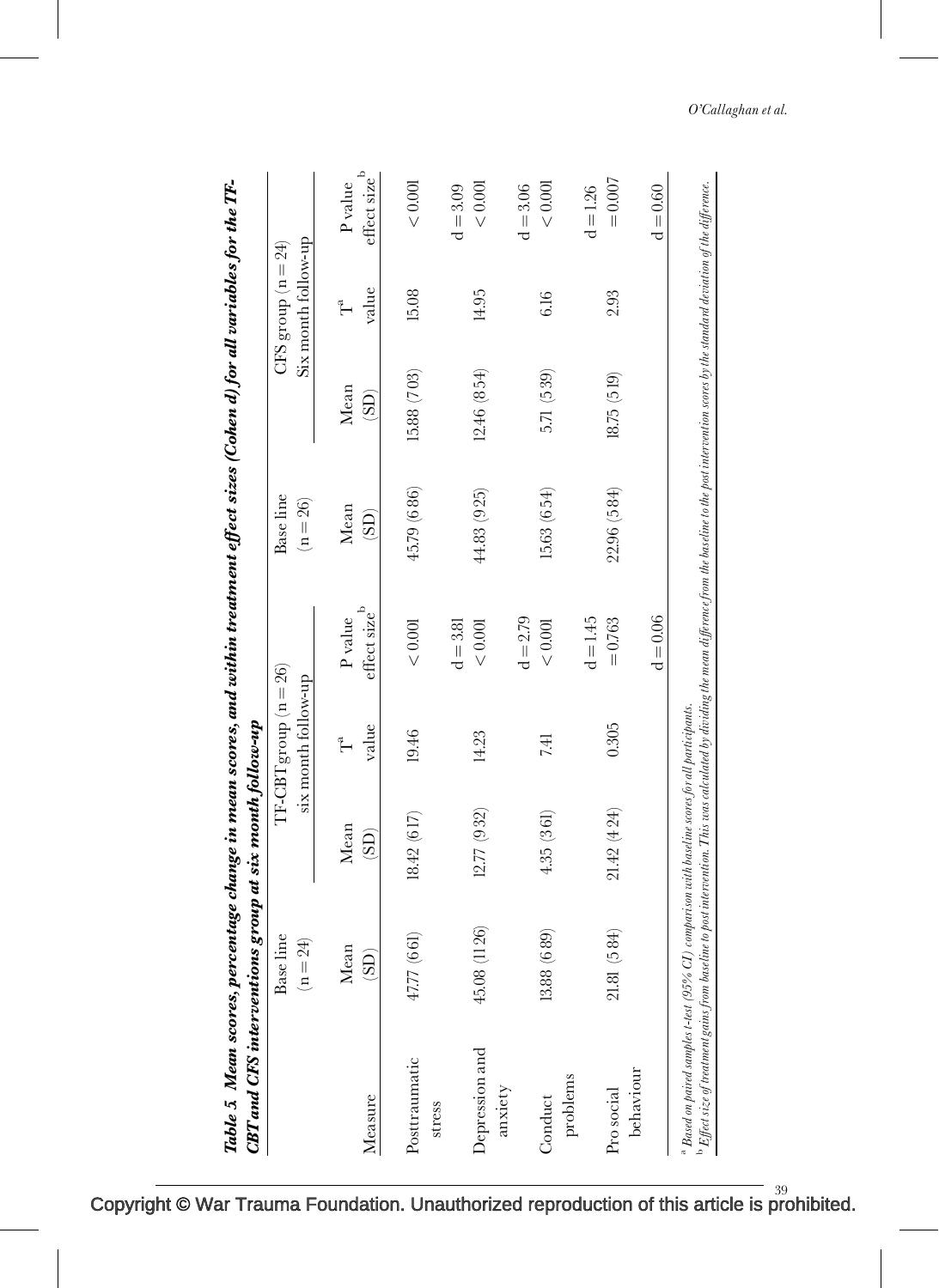**Table 5. Mean scores, percentage change in mean scores, and within treatment effect sizes (Cohen d) for all variables for the TF-CBT and CFS interventions group at six month follow-up**

| Measure | Base line (n = 24) | TF-CBT group (n = 26) six month follow-up | | | Base line (n = 26) | CFS group (n = 24) Six month follow-up | | |
|---|---|---|---|---|---|---|---|---|
| | Mean (SD) | Mean (SD) | T[a] value | P value effect size[b] | Mean (SD) | Mean (SD) | T[a] value | P value effect size[b] |
| Posttraumatic stress | 47.77 (6.61) | 18.42 (6.17) | 19.46 | < 0.001 | 45.79 (6.86) | 15.88 (7.03) | 15.08 | < 0.001 |
| | | | | d = 3.81 | | | | d = 3.09 |
| Depression and anxiety | 45.08 (11.26) | 12.77 (9.32) | 14.23 | < 0.001 | 44.83 (9.25) | 12.46 (8.54) | 14.95 | < 0.001 |
| | | | | d = 2.79 | | | | d = 3.06 |
| Conduct problems | 13.88 (6.89) | 4.35 (3.61) | 7.41 | < 0.001 | 15.63 (6.54) | 5.71 (5.39) | 6.16 | < 0.001 |
| | | | | d = 1.45 | | | | d = 1.26 |
| Pro social behaviour | 21.81 (5.84) | 21.42 (4.24) | 0.305 | = 0.763 | 22.96 (5.84) | 18.75 (5.19) | 2.93 | = 0.007 |
| | | | | d = 0.06 | | | | d = 0.60 |

[a] *Based on paired samples t-test (95% CI) comparison with baseline scores for all participants.*
[b] *Effect size of treatment gains from baseline to post intervention. This was calculated by dividing the mean difference from the baseline to the post intervention scores by the standard deviation of the difference.*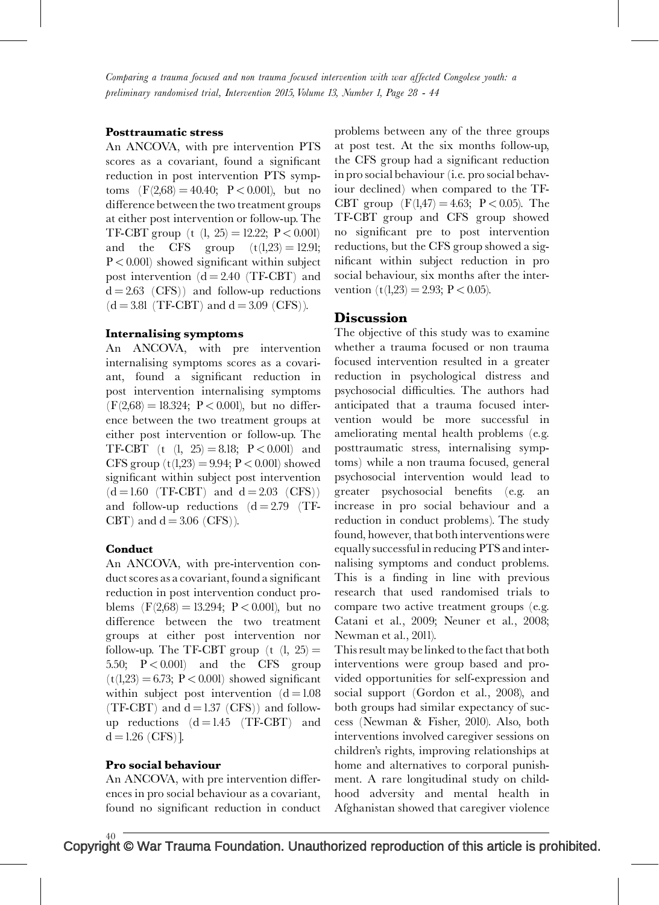#### Posttraumatic stress

An ANCOVA, with pre intervention PTS scores as a covariant, found a significant reduction in post intervention PTS symptoms ($F(2,68) = 40.40$; $P < 0.001$), but no difference between the two treatment groups at either post intervention or follow-up. The TF-CBT group ($t\ (1,\ 25) = 12.22$; $P < 0.001$) and the CFS group ($t(1,23) = 12.91$; $P < 0.001$) showed significant within subject post intervention ($d = 2.40$ (TF-CBT) and $d = 2.63$ (CFS)) and follow-up reductions ($d = 3.81$ (TF-CBT) and $d = 3.09$ (CFS)).

#### Internalising symptoms

An ANCOVA, with pre intervention internalising symptoms scores as a covariant, found a significant reduction in post intervention internalising symptoms ($F(2,68) = 18.324$; $P < 0.001$), but no difference between the two treatment groups at either post intervention or follow-up. The TF-CBT ($t\ (1,\ 25) = 8.18$; $P < 0.001$) and CFS group ($t(1,23) = 9.94$; $P < 0.001$) showed significant within subject post intervention ($d = 1.60$ (TF-CBT) and $d = 2.03$ (CFS)) and follow-up reductions ($d = 2.79$ (TF-CBT) and $d = 3.06$ (CFS)).

#### Conduct

An ANCOVA, with pre-intervention conduct scores as a covariant, found a significant reduction in post intervention conduct problems ($F(2,68) = 13.294$; $P < 0.001$), but no difference between the two treatment groups at either post intervention nor follow-up. The TF-CBT group ($t\ (1,\ 25) = 5.50$; $P < 0.001$) and the CFS group ($t(1,23) = 6.73$; $P < 0.001$) showed significant within subject post intervention ($d = 1.08$ (TF-CBT) and $d = 1.37$ (CFS)) and follow-up reductions ($d = 1.45$ (TF-CBT) and $d = 1.26$ (CFS)].

#### Pro social behaviour

An ANCOVA, with pre intervention differences in pro social behaviour as a covariant, found no significant reduction in conduct problems between any of the three groups at post test. At the six months follow-up, the CFS group had a significant reduction in pro social behaviour (i.e. pro social behaviour declined) when compared to the TF-CBT group ($F(1,47) = 4.63$; $P < 0.05$). The TF-CBT group and CFS group showed no significant pre to post intervention reductions, but the CFS group showed a significant within subject reduction in pro social behaviour, six months after the intervention ($t(1,23) = 2.93$; $P < 0.05$).

## Discussion

The objective of this study was to examine whether a trauma focused or non trauma focused intervention resulted in a greater reduction in psychological distress and psychosocial difficulties. The authors had anticipated that a trauma focused intervention would be more successful in ameliorating mental health problems (e.g. posttraumatic stress, internalising symptoms) while a non trauma focused, general psychosocial intervention would lead to greater psychosocial benefits (e.g. an increase in pro social behaviour and a reduction in conduct problems). The study found, however, that both interventions were equally successful in reducing PTS and internalising symptoms and conduct problems. This is a finding in line with previous research that used randomised trials to compare two active treatment groups (e.g. Catani et al., 2009; Neuner et al., 2008; Newman et al., 2011).

This result may be linked to the fact that both interventions were group based and provided opportunities for self-expression and social support (Gordon et al., 2008), and both groups had similar expectancy of success (Newman & Fisher, 2010). Also, both interventions involved caregiver sessions on children's rights, improving relationships at home and alternatives to corporal punishment. A rare longitudinal study on childhood adversity and mental health in Afghanistan showed that caregiver violence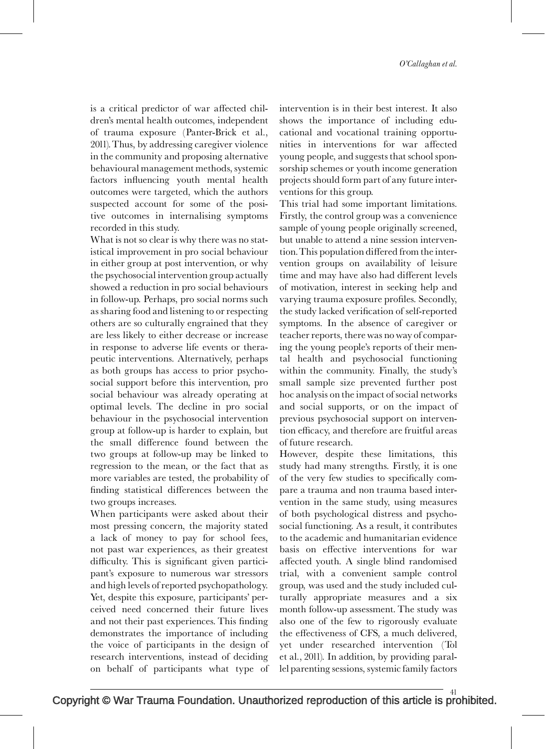is a critical predictor of war affected children's mental health outcomes, independent of trauma exposure (Panter-Brick et al., 2011). Thus, by addressing caregiver violence in the community and proposing alternative behavioural management methods, systemic factors influencing youth mental health outcomes were targeted, which the authors suspected account for some of the positive outcomes in internalising symptoms recorded in this study.

What is not so clear is why there was no statistical improvement in pro social behaviour in either group at post intervention, or why the psychosocial intervention group actually showed a reduction in pro social behaviours in follow-up. Perhaps, pro social norms such as sharing food and listening to or respecting others are so culturally engrained that they are less likely to either decrease or increase in response to adverse life events or therapeutic interventions. Alternatively, perhaps as both groups has access to prior psychosocial support before this intervention, pro social behaviour was already operating at optimal levels. The decline in pro social behaviour in the psychosocial intervention group at follow-up is harder to explain, but the small difference found between the two groups at follow-up may be linked to regression to the mean, or the fact that as more variables are tested, the probability of finding statistical differences between the two groups increases.

When participants were asked about their most pressing concern, the majority stated a lack of money to pay for school fees, not past war experiences, as their greatest difficulty. This is significant given participant's exposure to numerous war stressors and high levels of reported psychopathology. Yet, despite this exposure, participants' perceived need concerned their future lives and not their past experiences. This finding demonstrates the importance of including the voice of participants in the design of research interventions, instead of deciding on behalf of participants what type of intervention is in their best interest. It also shows the importance of including educational and vocational training opportunities in interventions for war affected young people, and suggests that school sponsorship schemes or youth income generation projects should form part of any future interventions for this group.

This trial had some important limitations. Firstly, the control group was a convenience sample of young people originally screened, but unable to attend a nine session intervention. This population differed from the intervention groups on availability of leisure time and may have also had different levels of motivation, interest in seeking help and varying trauma exposure profiles. Secondly, the study lacked verification of self-reported symptoms. In the absence of caregiver or teacher reports, there was no way of comparing the young people's reports of their mental health and psychosocial functioning within the community. Finally, the study's small sample size prevented further post hoc analysis on the impact of social networks and social supports, or on the impact of previous psychosocial support on intervention efficacy, and therefore are fruitful areas of future research.

However, despite these limitations, this study had many strengths. Firstly, it is one of the very few studies to specifically compare a trauma and non trauma based intervention in the same study, using measures of both psychological distress and psychosocial functioning. As a result, it contributes to the academic and humanitarian evidence basis on effective interventions for war affected youth. A single blind randomised trial, with a convenient sample control group, was used and the study included culturally appropriate measures and a six month follow-up assessment. The study was also one of the few to rigorously evaluate the effectiveness of CFS, a much delivered, yet under researched intervention (Tol et al., 2011). In addition, by providing parallel parenting sessions, systemic family factors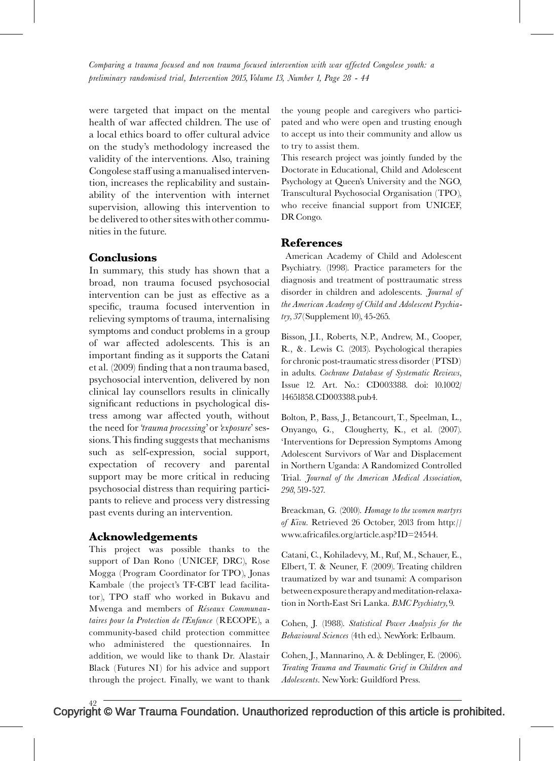were targeted that impact on the mental health of war affected children. The use of a local ethics board to offer cultural advice on the study's methodology increased the validity of the interventions. Also, training Congolese staff using a manualised intervention, increases the replicability and sustainability of the intervention with internet supervision, allowing this intervention to be delivered to other sites with other communities in the future.

## Conclusions

In summary, this study has shown that a broad, non trauma focused psychosocial intervention can be just as effective as a specific, trauma focused intervention in relieving symptoms of trauma, internalising symptoms and conduct problems in a group of war affected adolescents. This is an important finding as it supports the Catani et al. (2009) finding that a non trauma based, psychosocial intervention, delivered by non clinical lay counsellors results in clinically significant reductions in psychological distress among war affected youth, without the need for *'trauma processing'* or *'exposure'* sessions. This finding suggests that mechanisms such as self-expression, social support, expectation of recovery and parental support may be more critical in reducing psychosocial distress than requiring participants to relieve and process very distressing past events during an intervention.

## Acknowledgements

This project was possible thanks to the support of Dan Rono (UNICEF, DRC), Rose Mogga (Program Coordinator for TPO), Jonas Kambale (the project's TF-CBT lead facilitator), TPO staff who worked in Bukavu and Mwenga and members of *Réseaux Communautaires pour la Protection de l'Enfance* (RECOPE), a community-based child protection committee who administered the questionnaires. In addition, we would like to thank Dr. Alastair Black (Futures NI) for his advice and support through the project. Finally, we want to thank the young people and caregivers who participated and who were open and trusting enough to accept us into their community and allow us to try to assist them.

This research project was jointly funded by the Doctorate in Educational, Child and Adolescent Psychology at Queen's University and the NGO, Transcultural Psychosocial Organisation (TPO), who receive financial support from UNICEF, DR Congo.

## References

American Academy of Child and Adolescent Psychiatry. (1998). Practice parameters for the diagnosis and treatment of posttraumatic stress disorder in children and adolescents. *Journal of the American Academy of Child and Adolescent Psychiatry, 37*(Supplement 10), 4S-26S.

Bisson, J.I., Roberts, N.P., Andrew, M., Cooper, R., & . Lewis C. (2013). Psychological therapies for chronic post-traumatic stress disorder (PTSD) in adults. *Cochrane Database of Systematic Reviews*, Issue 12. Art. No.: CD003388. doi: 10.1002/14651858.CD003388.pub4.

Bolton, P., Bass, J., Betancourt, T., Speelman, L., Onyango, G., Clougherty, K., et al. (2007). 'Interventions for Depression Symptoms Among Adolescent Survivors of War and Displacement in Northern Uganda: A Randomized Controlled Trial. *Journal of the American Medical Association, 298*, 519-527.

Breackman, G. (2010). *Homage to the women martyrs of Kivu*. Retrieved 26 October, 2013 from http://www.africafiles.org/article.asp?ID=24544.

Catani, C., Kohiladevy, M., Ruf, M., Schauer, E., Elbert, T. & Neuner, F. (2009). Treating children traumatized by war and tsunami: A comparison between exposure therapy and meditation-relaxation in North-East Sri Lanka. *BMC Psychiatry*, 9.

Cohen, J. (1988). *Statistical Power Analysis for the Behavioural Sciences* (4th ed.). New York: Erlbaum.

Cohen, J., Mannarino, A. & Deblinger, E. (2006). *Treating Trauma and Traumatic Grief in Children and Adolescents*. New York: Guildford Press.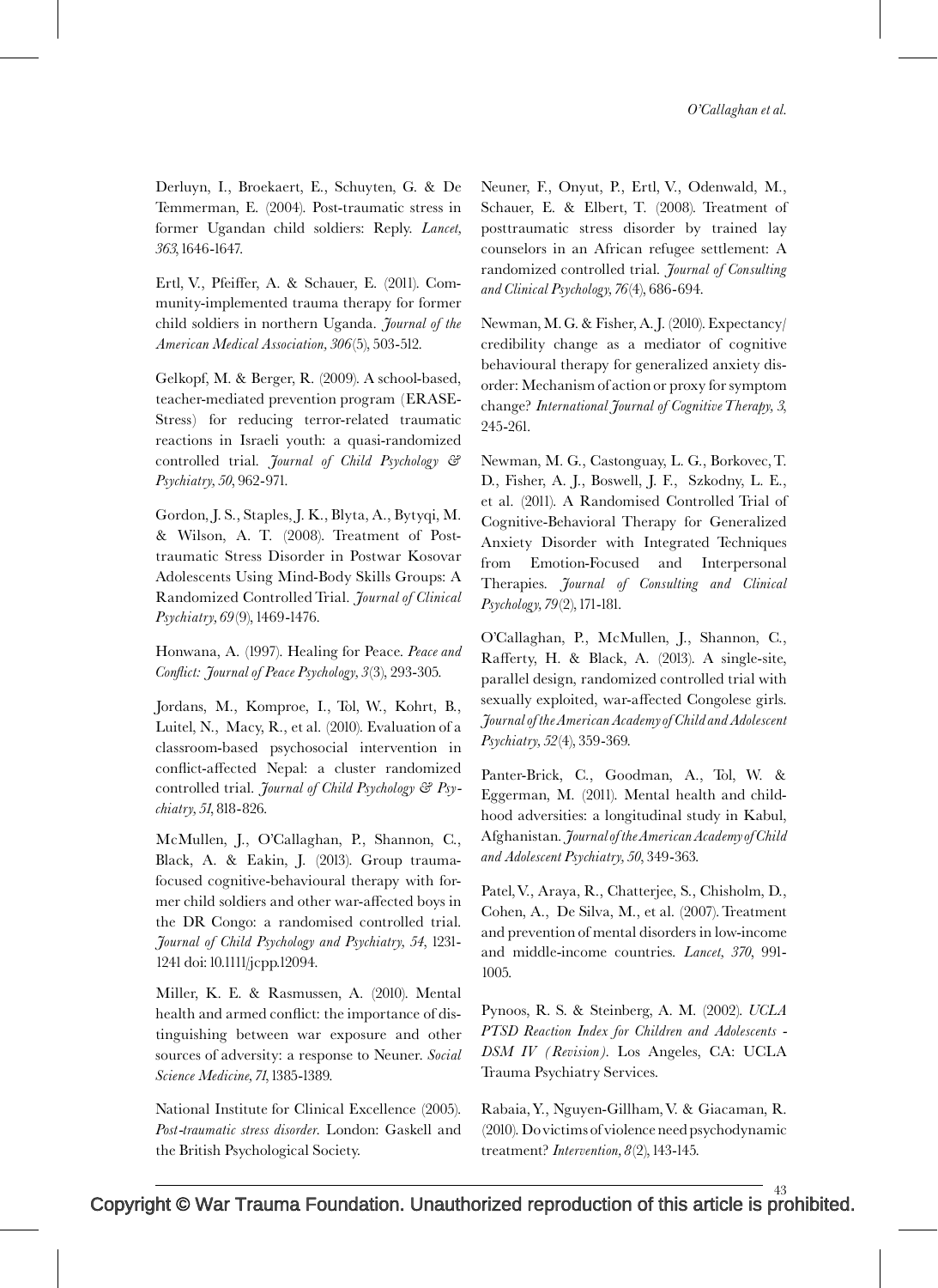Derluyn, I., Broekaert, E., Schuyten, G. & De Temmerman, E. (2004). Post-traumatic stress in former Ugandan child soldiers: Reply. *Lancet, 363*, 1646-1647.

Ertl, V., Pfeiffer, A. & Schauer, E. (2011). Community-implemented trauma therapy for former child soldiers in northern Uganda. *Journal of the American Medical Association, 306*(5), 503-512.

Gelkopf, M. & Berger, R. (2009). A school-based, teacher-mediated prevention program (ERASE-Stress) for reducing terror-related traumatic reactions in Israeli youth: a quasi-randomized controlled trial. *Journal of Child Psychology & Psychiatry, 50*, 962-971.

Gordon, J. S., Staples, J. K., Blyta, A., Bytyqi, M. & Wilson, A. T. (2008). Treatment of Posttraumatic Stress Disorder in Postwar Kosovar Adolescents Using Mind-Body Skills Groups: A Randomized Controlled Trial. *Journal of Clinical Psychiatry, 69*(9), 1469-1476.

Honwana, A. (1997). Healing for Peace. *Peace and Conflict: Journal of Peace Psychology, 3*(3), 293-305.

Jordans, M., Komproe, I., Tol, W., Kohrt, B., Luitel, N., Macy, R., et al. (2010). Evaluation of a classroom-based psychosocial intervention in conflict-affected Nepal: a cluster randomized controlled trial. *Journal of Child Psychology & Psychiatry, 51*, 818-826.

McMullen, J., O'Callaghan, P., Shannon, C., Black, A. & Eakin, J. (2013). Group trauma-focused cognitive-behavioural therapy with former child soldiers and other war-affected boys in the DR Congo: a randomised controlled trial. *Journal of Child Psychology and Psychiatry, 54*, 1231-1241 doi: 10.1111/jcpp.12094.

Miller, K. E. & Rasmussen, A. (2010). Mental health and armed conflict: the importance of distinguishing between war exposure and other sources of adversity: a response to Neuner. *Social Science Medicine, 71*, 1385-1389.

National Institute for Clinical Excellence (2005). *Post-traumatic stress disorder*. London: Gaskell and the British Psychological Society.

Neuner, F., Onyut, P., Ertl, V., Odenwald, M., Schauer, E. & Elbert, T. (2008). Treatment of posttraumatic stress disorder by trained lay counselors in an African refugee settlement: A randomized controlled trial. *Journal of Consulting and Clinical Psychology, 76*(4), 686-694.

Newman, M. G. & Fisher, A. J. (2010). Expectancy/credibility change as a mediator of cognitive behavioural therapy for generalized anxiety disorder: Mechanism of action or proxy for symptom change? *International Journal of Cognitive Therapy, 3*, 245-261.

Newman, M. G., Castonguay, L. G., Borkovec, T. D., Fisher, A. J., Boswell, J. F., Szkodny, L. E., et al. (2011). A Randomised Controlled Trial of Cognitive-Behavioral Therapy for Generalized Anxiety Disorder with Integrated Techniques from Emotion-Focused and Interpersonal Therapies. *Journal of Consulting and Clinical Psychology, 79*(2), 171-181.

O'Callaghan, P., McMullen, J., Shannon, C., Rafferty, H. & Black, A. (2013). A single-site, parallel design, randomized controlled trial with sexually exploited, war-affected Congolese girls. *Journal of the American Academy of Child and Adolescent Psychiatry, 52*(4), 359-369.

Panter-Brick, C., Goodman, A., Tol, W. & Eggerman, M. (2011). Mental health and childhood adversities: a longitudinal study in Kabul, Afghanistan. *Journal of the American Academy of Child and Adolescent Psychiatry, 50*, 349-363.

Patel, V., Araya, R., Chatterjee, S., Chisholm, D., Cohen, A., De Silva, M., et al. (2007). Treatment and prevention of mental disorders in low-income and middle-income countries. *Lancet, 370*, 991-1005.

Pynoos, R. S. & Steinberg, A. M. (2002). *UCLA PTSD Reaction Index for Children and Adolescents - DSM IV (Revision)*. Los Angeles, CA: UCLA Trauma Psychiatry Services.

Rabaia, Y., Nguyen-Gillham, V. & Giacaman, R. (2010). Do victims of violence need psychodynamic treatment? *Intervention, 8*(2), 143-145.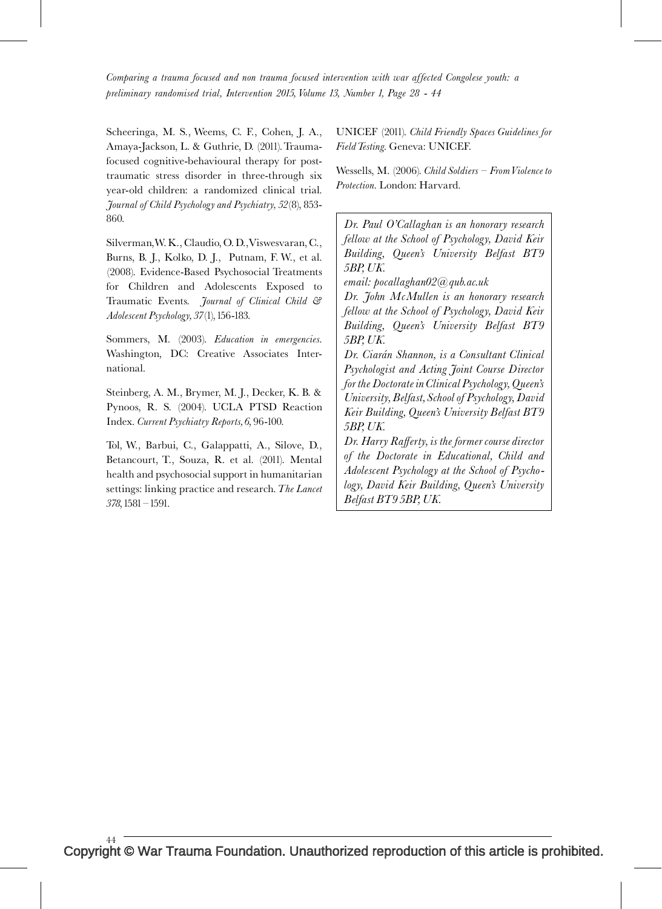Scheeringa, M. S., Weems, C. F., Cohen, J. A., Amaya-Jackson, L. & Guthrie, D. (2011). Trauma-focused cognitive-behavioural therapy for post-traumatic stress disorder in three-through six year-old children: a randomized clinical trial. *Journal of Child Psychology and Psychiatry, 52*(8), 853-860.

Silverman, W. K., Claudio, O. D., Viswesvaran, C., Burns, B. J., Kolko, D. J., Putnam, F. W., et al. (2008). Evidence-Based Psychosocial Treatments for Children and Adolescents Exposed to Traumatic Events. *Journal of Clinical Child & Adolescent Psychology, 37*(1), 156-183.

Sommers, M. (2003). *Education in emergencies.* Washington, DC: Creative Associates International.

Steinberg, A. M., Brymer, M. J., Decker, K. B. & Pynoos, R. S. (2004). UCLA PTSD Reaction Index. *Current Psychiatry Reports, 6*, 96-100.

Tol, W., Barbui, C., Galappatti, A., Silove, D., Betancourt, T., Souza, R. et al. (2011). Mental health and psychosocial support in humanitarian settings: linking practice and research. *The Lancet 378*, 1581 – 1591.

UNICEF (2011). *Child Friendly Spaces Guidelines for Field Testing.* Geneva: UNICEF.

Wessells, M. (2006). *Child Soldiers – From Violence to Protection.* London: Harvard.

*Dr. Paul O'Callaghan is an honorary research fellow at the School of Psychology, David Keir Building, Queen's University Belfast BT9 5BP, UK.*
*email: pocallaghan02@qub.ac.uk*
*Dr. John McMullen is an honorary research fellow at the School of Psychology, David Keir Building, Queen's University Belfast BT9 5BP, UK.*
*Dr. Ciarán Shannon, is a Consultant Clinical Psychologist and Acting Joint Course Director for the Doctorate in Clinical Psychology, Queen's University, Belfast, School of Psychology, David Keir Building, Queen's University Belfast BT9 5BP, UK.*
*Dr. Harry Rafferty, is the former course director of the Doctorate in Educational, Child and Adolescent Psychology at the School of Psychology, David Keir Building, Queen's University Belfast BT9 5BP, UK.*

Copyright © War Trauma Foundation. Unauthorized reproduction of this article is prohibited.